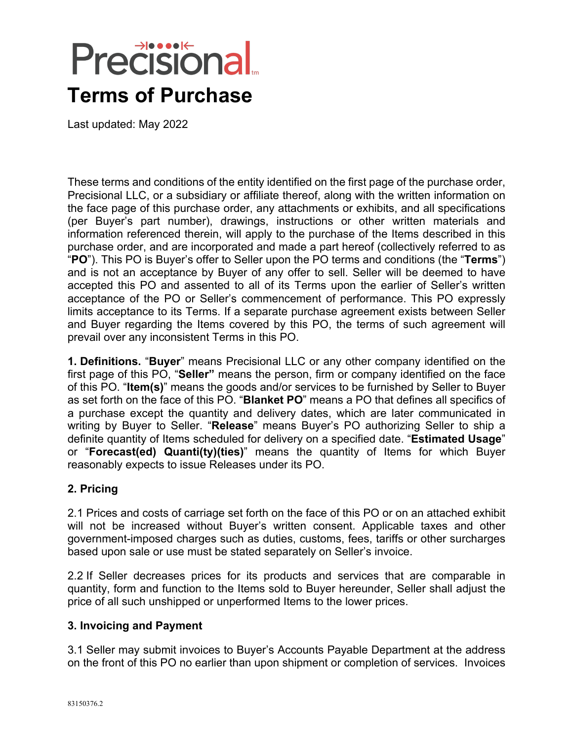Precisional

# Terms of Purchase

Last updated: May 2022

These terms and conditions of the entity identified on the first page of the purchase order, Precisional LLC, or a subsidiary or affiliate thereof, along with the written information on the face page of this purchase order, any attachments or exhibits, and all specifications (per Buyer's part number), drawings, instructions or other written materials and information referenced therein, will apply to the purchase of the Items described in this purchase order, and are incorporated and made a part hereof (collectively referred to as "**PO**"). This PO is Buyer's offer to Seller upon the PO terms and conditions (the "**Terms**") and is not an acceptance by Buyer of any offer to sell. Seller will be deemed to have accepted this PO and assented to all of its Terms upon the earlier of Seller's written acceptance of the PO or Seller's commencement of performance. This PO expressly limits acceptance to its Terms. If a separate purchase agreement exists between Seller and Buyer regarding the Items covered by this PO, the terms of such agreement will prevail over any inconsistent Terms in this PO.

**1. Definitions.** "**Buyer**" means Precisional LLC or any other company identified on the first page of this PO, "**Seller"** means the person, firm or company identified on the face of this PO. "**Item(s)**" means the goods and/or services to be furnished by Seller to Buyer as set forth on the face of this PO. "**Blanket PO**" means a PO that defines all specifics of a purchase except the quantity and delivery dates, which are later communicated in writing by Buyer to Seller. "**Release**" means Buyer's PO authorizing Seller to ship a definite quantity of Items scheduled for delivery on a specified date. "**Estimated Usage**" or "**Forecast(ed) Quanti(ty)(ties)**" means the quantity of Items for which Buyer reasonably expects to issue Releases under its PO.

**2. Pricing**

2.1 Prices and costs of carriage set forth on the face of this PO or on an attached exhibit will not be increased without Buyer's written consent. Applicable taxes and other government-imposed charges such as duties, customs, fees, tariffs or other surcharges based upon sale or use must be stated separately on Seller's invoice.

2.2 If Seller decreases prices for its products and services that are comparable in quantity, form and function to the Items sold to Buyer hereunder, Seller shall adjust the price of all such unshipped or unperformed Items to the lower prices.

**3. Invoicing and Payment**

3.1 Seller may submit invoices to Buyer's Accounts Payable Department at the address on the front of this PO no earlier than upon shipment or completion of services. Invoices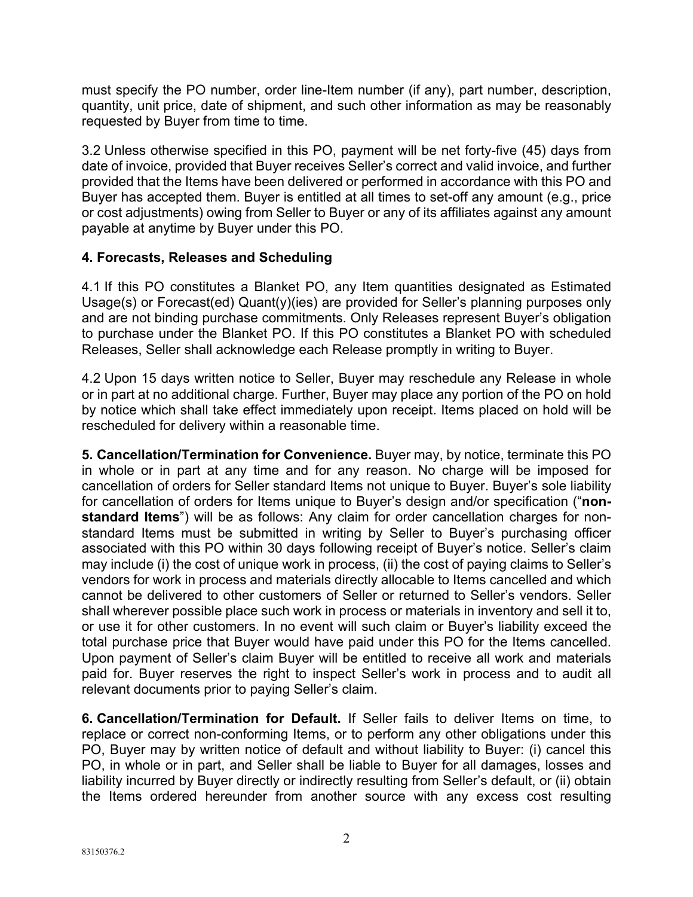must specify the PO number, order line-Item number (if any), part number, description, quantity, unit price, date of shipment, and such other information as may be reasonably requested by Buyer from time to time.

3.2 Unless otherwise specified in this PO, payment will be net forty-five (45) days from date of invoice, provided that Buyer receives Seller's correct and valid invoice, and further provided that the Items have been delivered or performed in accordance with this PO and Buyer has accepted them. Buyer is entitled at all times to set-off any amount (e.g., price or cost adjustments) owing from Seller to Buyer or any of its affiliates against any amount payable at anytime by Buyer under this PO.

**4. Forecasts, Releases and Scheduling**

4.1 If this PO constitutes a Blanket PO, any Item quantities designated as Estimated Usage(s) or Forecast(ed) Quant(y)(ies) are provided for Seller's planning purposes only and are not binding purchase commitments. Only Releases represent Buyer's obligation to purchase under the Blanket PO. If this PO constitutes a Blanket PO with scheduled Releases, Seller shall acknowledge each Release promptly in writing to Buyer.

4.2 Upon 15 days written notice to Seller, Buyer may reschedule any Release in whole or in part at no additional charge. Further, Buyer may place any portion of the PO on hold by notice which shall take effect immediately upon receipt. Items placed on hold will be rescheduled for delivery within a reasonable time.

**5. Cancellation/Termination for Convenience.** Buyer may, by notice, terminate this PO in whole or in part at any time and for any reason. No charge will be imposed for cancellation of orders for Seller standard Items not unique to Buyer. Buyer's sole liability for cancellation of orders for Items unique to Buyer's design and/or specification ("**non-standard Items**") will be as follows: Any claim for order cancellation charges for non-standard Items must be submitted in writing by Seller to Buyer's purchasing officer associated with this PO within 30 days following receipt of Buyer's notice. Seller's claim may include (i) the cost of unique work in process, (ii) the cost of paying claims to Seller's vendors for work in process and materials directly allocable to Items cancelled and which cannot be delivered to other customers of Seller or returned to Seller's vendors. Seller shall wherever possible place such work in process or materials in inventory and sell it to, or use it for other customers. In no event will such claim or Buyer's liability exceed the total purchase price that Buyer would have paid under this PO for the Items cancelled. Upon payment of Seller's claim Buyer will be entitled to receive all work and materials paid for. Buyer reserves the right to inspect Seller's work in process and to audit all relevant documents prior to paying Seller's claim.

**6. Cancellation/Termination for Default.** If Seller fails to deliver Items on time, to replace or correct non-conforming Items, or to perform any other obligations under this PO, Buyer may by written notice of default and without liability to Buyer: (i) cancel this PO, in whole or in part, and Seller shall be liable to Buyer for all damages, losses and liability incurred by Buyer directly or indirectly resulting from Seller's default, or (ii) obtain the Items ordered hereunder from another source with any excess cost resulting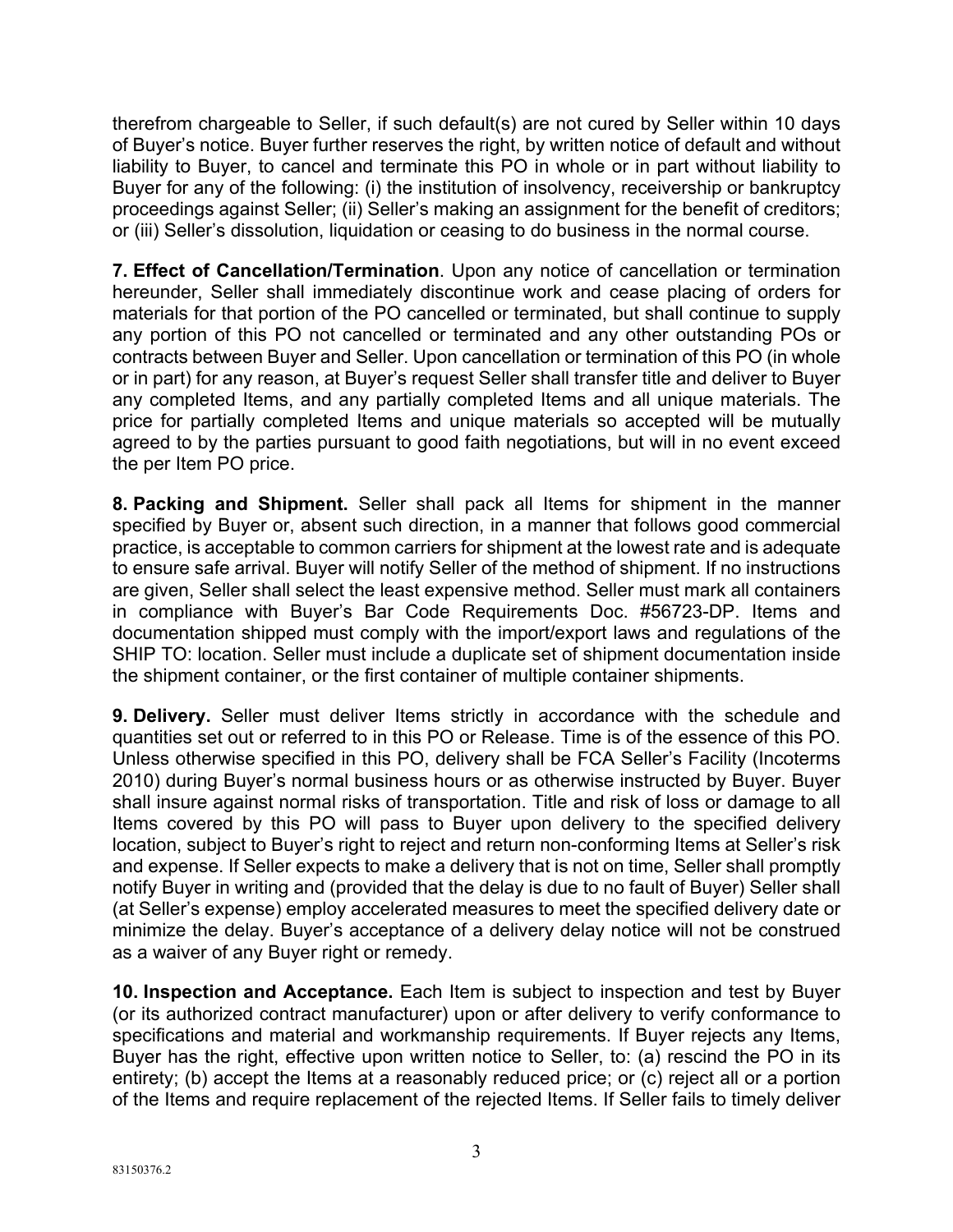therefrom chargeable to Seller, if such default(s) are not cured by Seller within 10 days of Buyer's notice. Buyer further reserves the right, by written notice of default and without liability to Buyer, to cancel and terminate this PO in whole or in part without liability to Buyer for any of the following: (i) the institution of insolvency, receivership or bankruptcy proceedings against Seller; (ii) Seller's making an assignment for the benefit of creditors; or (iii) Seller's dissolution, liquidation or ceasing to do business in the normal course.

**7. Effect of Cancellation/Termination**. Upon any notice of cancellation or termination hereunder, Seller shall immediately discontinue work and cease placing of orders for materials for that portion of the PO cancelled or terminated, but shall continue to supply any portion of this PO not cancelled or terminated and any other outstanding POs or contracts between Buyer and Seller. Upon cancellation or termination of this PO (in whole or in part) for any reason, at Buyer's request Seller shall transfer title and deliver to Buyer any completed Items, and any partially completed Items and all unique materials. The price for partially completed Items and unique materials so accepted will be mutually agreed to by the parties pursuant to good faith negotiations, but will in no event exceed the per Item PO price.

**8. Packing and Shipment.** Seller shall pack all Items for shipment in the manner specified by Buyer or, absent such direction, in a manner that follows good commercial practice, is acceptable to common carriers for shipment at the lowest rate and is adequate to ensure safe arrival. Buyer will notify Seller of the method of shipment. If no instructions are given, Seller shall select the least expensive method. Seller must mark all containers in compliance with Buyer's Bar Code Requirements Doc. #56723-DP. Items and documentation shipped must comply with the import/export laws and regulations of the SHIP TO: location. Seller must include a duplicate set of shipment documentation inside the shipment container, or the first container of multiple container shipments.

**9. Delivery.** Seller must deliver Items strictly in accordance with the schedule and quantities set out or referred to in this PO or Release. Time is of the essence of this PO. Unless otherwise specified in this PO, delivery shall be FCA Seller's Facility (Incoterms 2010) during Buyer's normal business hours or as otherwise instructed by Buyer. Buyer shall insure against normal risks of transportation. Title and risk of loss or damage to all Items covered by this PO will pass to Buyer upon delivery to the specified delivery location, subject to Buyer's right to reject and return non-conforming Items at Seller's risk and expense. If Seller expects to make a delivery that is not on time, Seller shall promptly notify Buyer in writing and (provided that the delay is due to no fault of Buyer) Seller shall (at Seller's expense) employ accelerated measures to meet the specified delivery date or minimize the delay. Buyer's acceptance of a delivery delay notice will not be construed as a waiver of any Buyer right or remedy.

**10. Inspection and Acceptance.** Each Item is subject to inspection and test by Buyer (or its authorized contract manufacturer) upon or after delivery to verify conformance to specifications and material and workmanship requirements. If Buyer rejects any Items, Buyer has the right, effective upon written notice to Seller, to: (a) rescind the PO in its entirety; (b) accept the Items at a reasonably reduced price; or (c) reject all or a portion of the Items and require replacement of the rejected Items. If Seller fails to timely deliver

83150376.2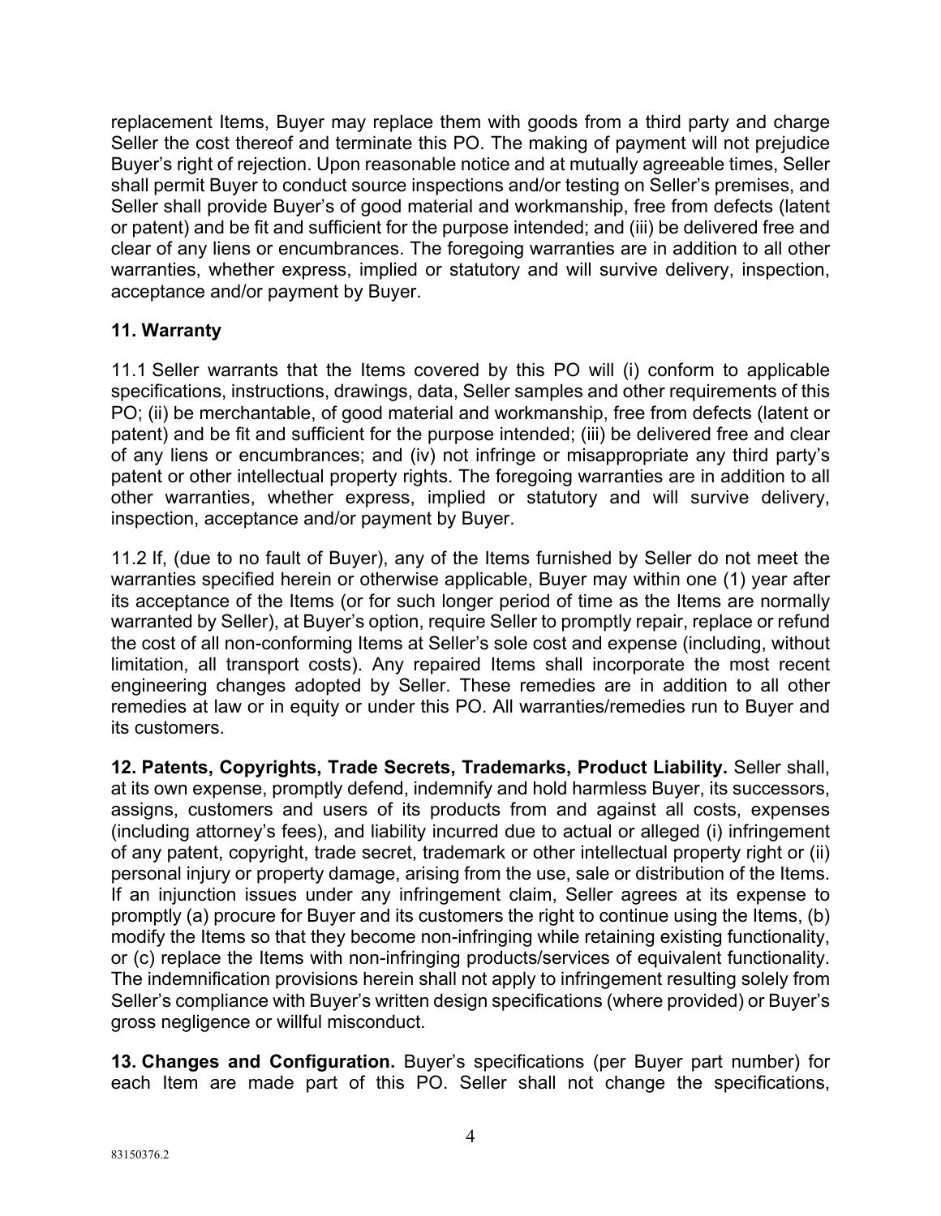replacement Items, Buyer may replace them with goods from a third party and charge Seller the cost thereof and terminate this PO. The making of payment will not prejudice Buyer's right of rejection. Upon reasonable notice and at mutually agreeable times, Seller shall permit Buyer to conduct source inspections and/or testing on Seller's premises, and Seller shall provide Buyer's of good material and workmanship, free from defects (latent or patent) and be fit and sufficient for the purpose intended; and (iii) be delivered free and clear of any liens or encumbrances. The foregoing warranties are in addition to all other warranties, whether express, implied or statutory and will survive delivery, inspection, acceptance and/or payment by Buyer.

**11. Warranty**

11.1 Seller warrants that the Items covered by this PO will (i) conform to applicable specifications, instructions, drawings, data, Seller samples and other requirements of this PO; (ii) be merchantable, of good material and workmanship, free from defects (latent or patent) and be fit and sufficient for the purpose intended; (iii) be delivered free and clear of any liens or encumbrances; and (iv) not infringe or misappropriate any third party's patent or other intellectual property rights. The foregoing warranties are in addition to all other warranties, whether express, implied or statutory and will survive delivery, inspection, acceptance and/or payment by Buyer.

11.2 If, (due to no fault of Buyer), any of the Items furnished by Seller do not meet the warranties specified herein or otherwise applicable, Buyer may within one (1) year after its acceptance of the Items (or for such longer period of time as the Items are normally warranted by Seller), at Buyer's option, require Seller to promptly repair, replace or refund the cost of all non-conforming Items at Seller's sole cost and expense (including, without limitation, all transport costs). Any repaired Items shall incorporate the most recent engineering changes adopted by Seller. These remedies are in addition to all other remedies at law or in equity or under this PO. All warranties/remedies run to Buyer and its customers.

**12. Patents, Copyrights, Trade Secrets, Trademarks, Product Liability.** Seller shall, at its own expense, promptly defend, indemnify and hold harmless Buyer, its successors, assigns, customers and users of its products from and against all costs, expenses (including attorney's fees), and liability incurred due to actual or alleged (i) infringement of any patent, copyright, trade secret, trademark or other intellectual property right or (ii) personal injury or property damage, arising from the use, sale or distribution of the Items. If an injunction issues under any infringement claim, Seller agrees at its expense to promptly (a) procure for Buyer and its customers the right to continue using the Items, (b) modify the Items so that they become non-infringing while retaining existing functionality, or (c) replace the Items with non-infringing products/services of equivalent functionality. The indemnification provisions herein shall not apply to infringement resulting solely from Seller's compliance with Buyer's written design specifications (where provided) or Buyer's gross negligence or willful misconduct.

**13. Changes and Configuration.** Buyer's specifications (per Buyer part number) for each Item are made part of this PO. Seller shall not change the specifications,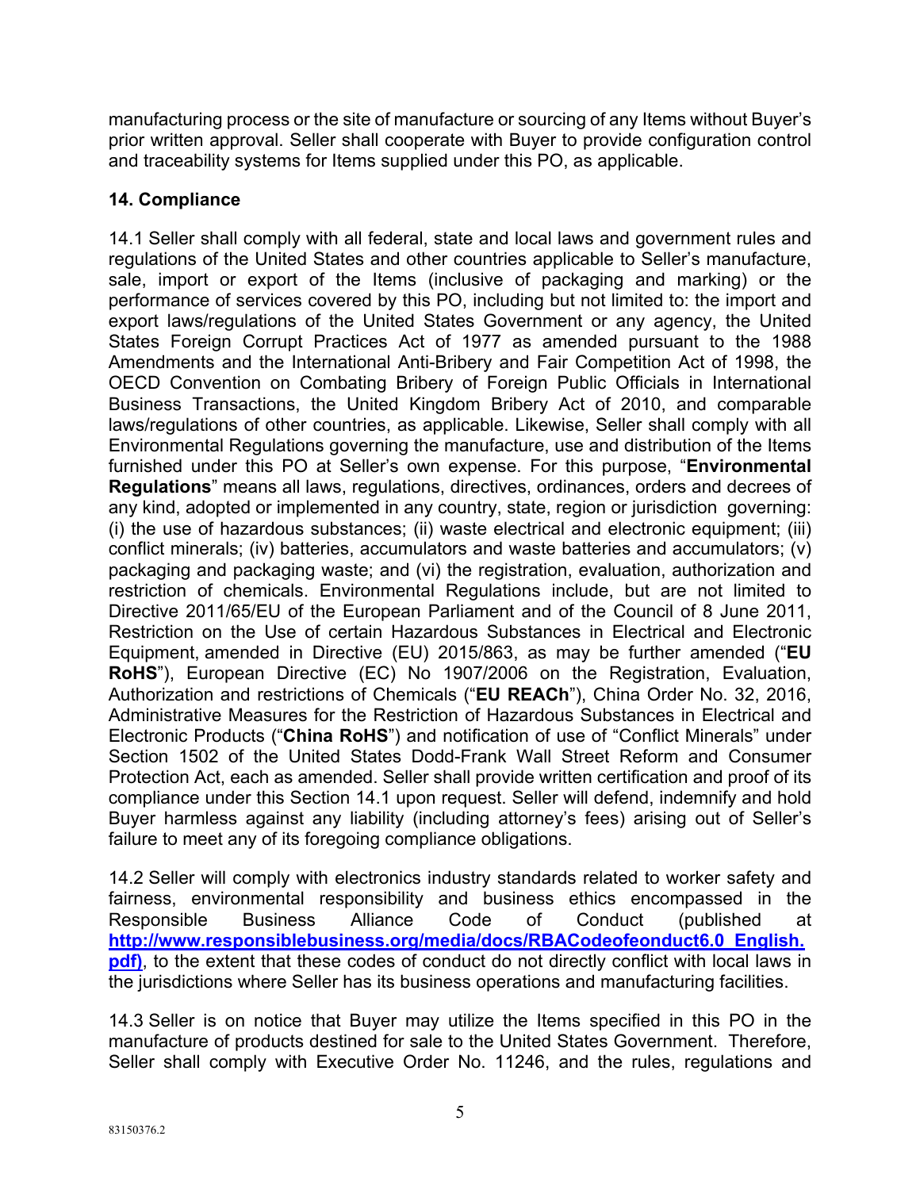manufacturing process or the site of manufacture or sourcing of any Items without Buyer's prior written approval. Seller shall cooperate with Buyer to provide configuration control and traceability systems for Items supplied under this PO, as applicable.

## 14. Compliance

14.1 Seller shall comply with all federal, state and local laws and government rules and regulations of the United States and other countries applicable to Seller's manufacture, sale, import or export of the Items (inclusive of packaging and marking) or the performance of services covered by this PO, including but not limited to: the import and export laws/regulations of the United States Government or any agency, the United States Foreign Corrupt Practices Act of 1977 as amended pursuant to the 1988 Amendments and the International Anti-Bribery and Fair Competition Act of 1998, the OECD Convention on Combating Bribery of Foreign Public Officials in International Business Transactions, the United Kingdom Bribery Act of 2010, and comparable laws/regulations of other countries, as applicable. Likewise, Seller shall comply with all Environmental Regulations governing the manufacture, use and distribution of the Items furnished under this PO at Seller's own expense. For this purpose, "**Environmental Regulations**" means all laws, regulations, directives, ordinances, orders and decrees of any kind, adopted or implemented in any country, state, region or jurisdiction governing: (i) the use of hazardous substances; (ii) waste electrical and electronic equipment; (iii) conflict minerals; (iv) batteries, accumulators and waste batteries and accumulators; (v) packaging and packaging waste; and (vi) the registration, evaluation, authorization and restriction of chemicals. Environmental Regulations include, but are not limited to Directive 2011/65/EU of the European Parliament and of the Council of 8 June 2011, Restriction on the Use of certain Hazardous Substances in Electrical and Electronic Equipment, amended in Directive (EU) 2015/863, as may be further amended ("**EU RoHS**"), European Directive (EC) No 1907/2006 on the Registration, Evaluation, Authorization and restrictions of Chemicals ("**EU REACh**"), China Order No. 32, 2016, Administrative Measures for the Restriction of Hazardous Substances in Electrical and Electronic Products ("**China RoHS**") and notification of use of "Conflict Minerals" under Section 1502 of the United States Dodd-Frank Wall Street Reform and Consumer Protection Act, each as amended. Seller shall provide written certification and proof of its compliance under this Section 14.1 upon request. Seller will defend, indemnify and hold Buyer harmless against any liability (including attorney's fees) arising out of Seller's failure to meet any of its foregoing compliance obligations.

14.2 Seller will comply with electronics industry standards related to worker safety and fairness, environmental responsibility and business ethics encompassed in the Responsible Business Alliance Code of Conduct (published at **http://www.responsiblebusiness.org/media/docs/RBACodeofeonduct6.0_English.pdf)**, to the extent that these codes of conduct do not directly conflict with local laws in the jurisdictions where Seller has its business operations and manufacturing facilities.

14.3 Seller is on notice that Buyer may utilize the Items specified in this PO in the manufacture of products destined for sale to the United States Government. Therefore, Seller shall comply with Executive Order No. 11246, and the rules, regulations and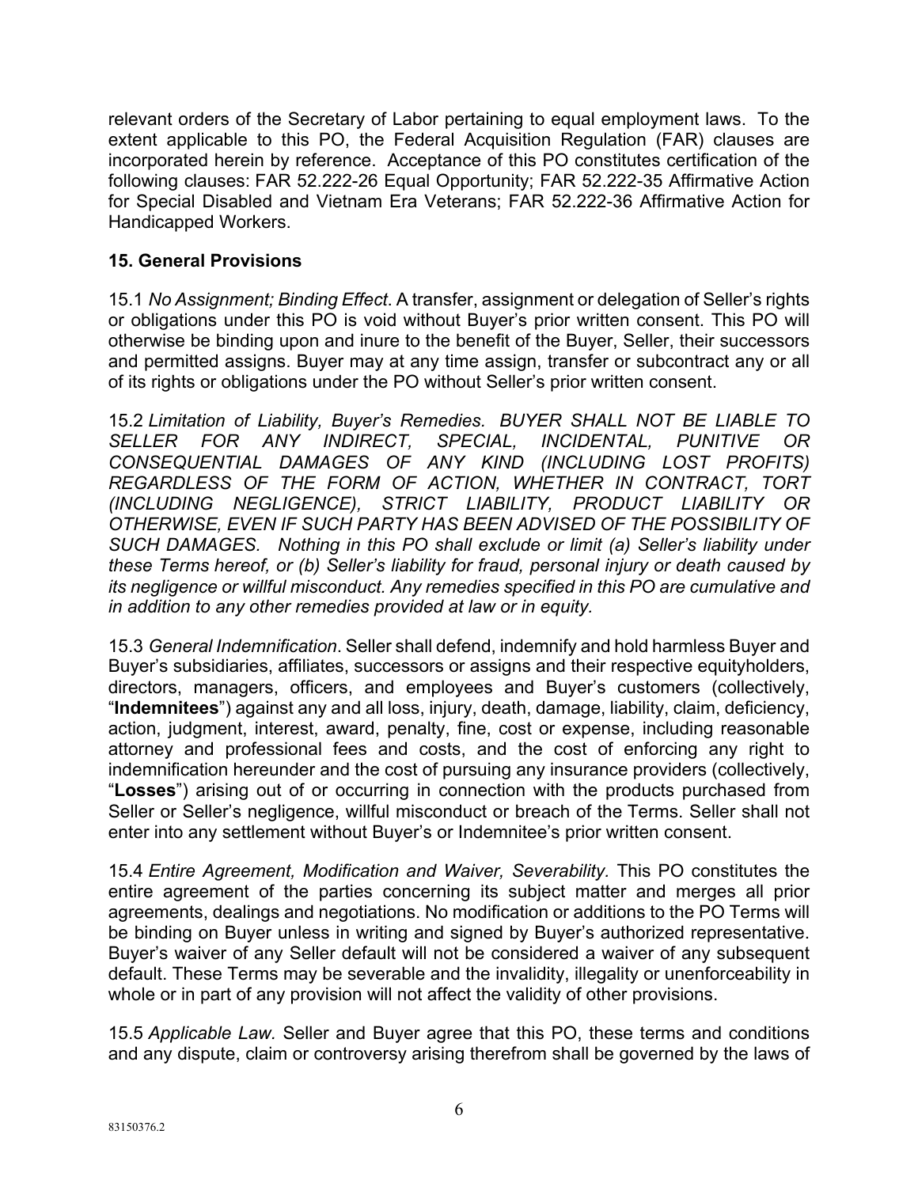relevant orders of the Secretary of Labor pertaining to equal employment laws. To the extent applicable to this PO, the Federal Acquisition Regulation (FAR) clauses are incorporated herein by reference. Acceptance of this PO constitutes certification of the following clauses: FAR 52.222-26 Equal Opportunity; FAR 52.222-35 Affirmative Action for Special Disabled and Vietnam Era Veterans; FAR 52.222-36 Affirmative Action for Handicapped Workers.

## 15. General Provisions

15.1 *No Assignment; Binding Effect*. A transfer, assignment or delegation of Seller's rights or obligations under this PO is void without Buyer's prior written consent. This PO will otherwise be binding upon and inure to the benefit of the Buyer, Seller, their successors and permitted assigns. Buyer may at any time assign, transfer or subcontract any or all of its rights or obligations under the PO without Seller's prior written consent.

15.2 *Limitation of Liability, Buyer's Remedies. BUYER SHALL NOT BE LIABLE TO SELLER FOR ANY INDIRECT, SPECIAL, INCIDENTAL, PUNITIVE OR CONSEQUENTIAL DAMAGES OF ANY KIND (INCLUDING LOST PROFITS) REGARDLESS OF THE FORM OF ACTION, WHETHER IN CONTRACT, TORT (INCLUDING NEGLIGENCE), STRICT LIABILITY, PRODUCT LIABILITY OR OTHERWISE, EVEN IF SUCH PARTY HAS BEEN ADVISED OF THE POSSIBILITY OF SUCH DAMAGES. Nothing in this PO shall exclude or limit (a) Seller's liability under these Terms hereof, or (b) Seller's liability for fraud, personal injury or death caused by its negligence or willful misconduct. Any remedies specified in this PO are cumulative and in addition to any other remedies provided at law or in equity.*

15.3 *General Indemnification*. Seller shall defend, indemnify and hold harmless Buyer and Buyer's subsidiaries, affiliates, successors or assigns and their respective equityholders, directors, managers, officers, and employees and Buyer's customers (collectively, "**Indemnitees**") against any and all loss, injury, death, damage, liability, claim, deficiency, action, judgment, interest, award, penalty, fine, cost or expense, including reasonable attorney and professional fees and costs, and the cost of enforcing any right to indemnification hereunder and the cost of pursuing any insurance providers (collectively, "**Losses**") arising out of or occurring in connection with the products purchased from Seller or Seller's negligence, willful misconduct or breach of the Terms. Seller shall not enter into any settlement without Buyer's or Indemnitee's prior written consent.

15.4 *Entire Agreement, Modification and Waiver, Severability*. This PO constitutes the entire agreement of the parties concerning its subject matter and merges all prior agreements, dealings and negotiations. No modification or additions to the PO Terms will be binding on Buyer unless in writing and signed by Buyer's authorized representative. Buyer's waiver of any Seller default will not be considered a waiver of any subsequent default. These Terms may be severable and the invalidity, illegality or unenforceability in whole or in part of any provision will not affect the validity of other provisions.

15.5 *Applicable Law*. Seller and Buyer agree that this PO, these terms and conditions and any dispute, claim or controversy arising therefrom shall be governed by the laws of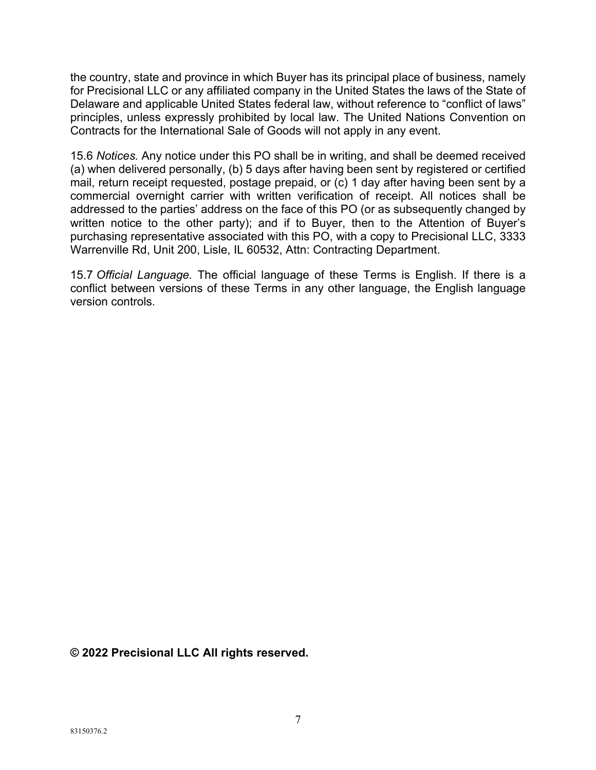the country, state and province in which Buyer has its principal place of business, namely for Precisional LLC or any affiliated company in the United States the laws of the State of Delaware and applicable United States federal law, without reference to "conflict of laws" principles, unless expressly prohibited by local law. The United Nations Convention on Contracts for the International Sale of Goods will not apply in any event.

15.6 *Notices.* Any notice under this PO shall be in writing, and shall be deemed received (a) when delivered personally, (b) 5 days after having been sent by registered or certified mail, return receipt requested, postage prepaid, or (c) 1 day after having been sent by a commercial overnight carrier with written verification of receipt. All notices shall be addressed to the parties' address on the face of this PO (or as subsequently changed by written notice to the other party); and if to Buyer, then to the Attention of Buyer's purchasing representative associated with this PO, with a copy to Precisional LLC, 3333 Warrenville Rd, Unit 200, Lisle, IL 60532, Attn: Contracting Department.

15.7 *Official Language.* The official language of these Terms is English. If there is a conflict between versions of these Terms in any other language, the English language version controls.

**© 2022 Precisional LLC All rights reserved.**

83150376.2